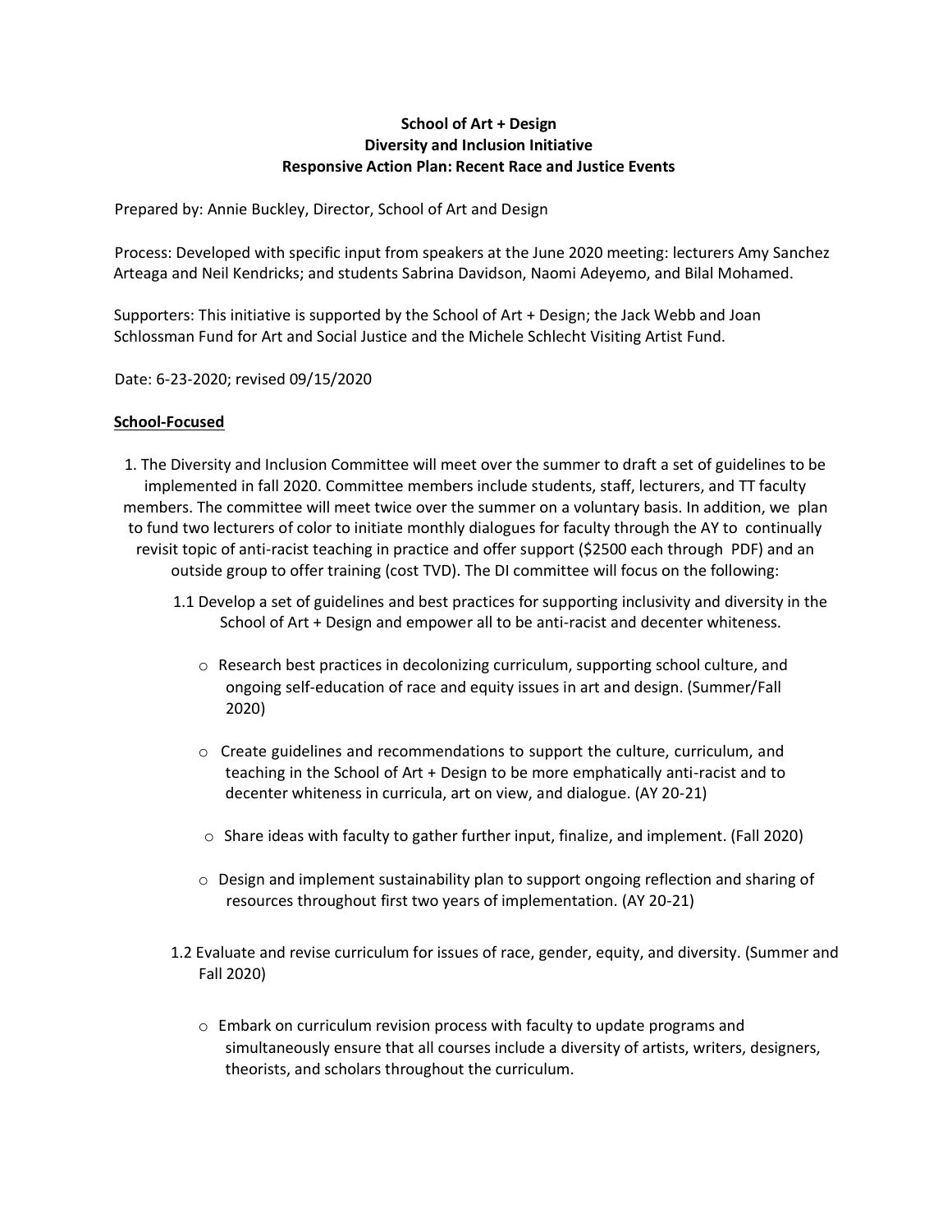**School of Art + Design**
**Diversity and Inclusion Initiative**
**Responsive Action Plan: Recent Race and Justice Events**

Prepared by: Annie Buckley, Director, School of Art and Design

Process: Developed with specific input from speakers at the June 2020 meeting: lecturers Amy Sanchez Arteaga and Neil Kendricks; and students Sabrina Davidson, Naomi Adeyemo, and Bilal Mohamed.

Supporters: This initiative is supported by the School of Art + Design; the Jack Webb and Joan Schlossman Fund for Art and Social Justice and the Michele Schlecht Visiting Artist Fund.

Date: 6-23-2020; revised 09/15/2020

<u>**School-Focused**</u>

1. The Diversity and Inclusion Committee will meet over the summer to draft a set of guidelines to be implemented in fall 2020. Committee members include students, staff, lecturers, and TT faculty members. The committee will meet twice over the summer on a voluntary basis. In addition, we plan to fund two lecturers of color to initiate monthly dialogues for faculty through the AY to continually revisit topic of anti-racist teaching in practice and offer support ($2500 each through PDF) and an outside group to offer training (cost TVD). The DI committee will focus on the following:

   1.1 Develop a set of guidelines and best practices for supporting inclusivity and diversity in the School of Art + Design and empower all to be anti-racist and decenter whiteness.

   - Research best practices in decolonizing curriculum, supporting school culture, and ongoing self-education of race and equity issues in art and design. (Summer/Fall 2020)
   - Create guidelines and recommendations to support the culture, curriculum, and teaching in the School of Art + Design to be more emphatically anti-racist and to decenter whiteness in curricula, art on view, and dialogue. (AY 20-21)
   - Share ideas with faculty to gather further input, finalize, and implement. (Fall 2020)
   - Design and implement sustainability plan to support ongoing reflection and sharing of resources throughout first two years of implementation. (AY 20-21)

   1.2 Evaluate and revise curriculum for issues of race, gender, equity, and diversity. (Summer and Fall 2020)

   - Embark on curriculum revision process with faculty to update programs and simultaneously ensure that all courses include a diversity of artists, writers, designers, theorists, and scholars throughout the curriculum.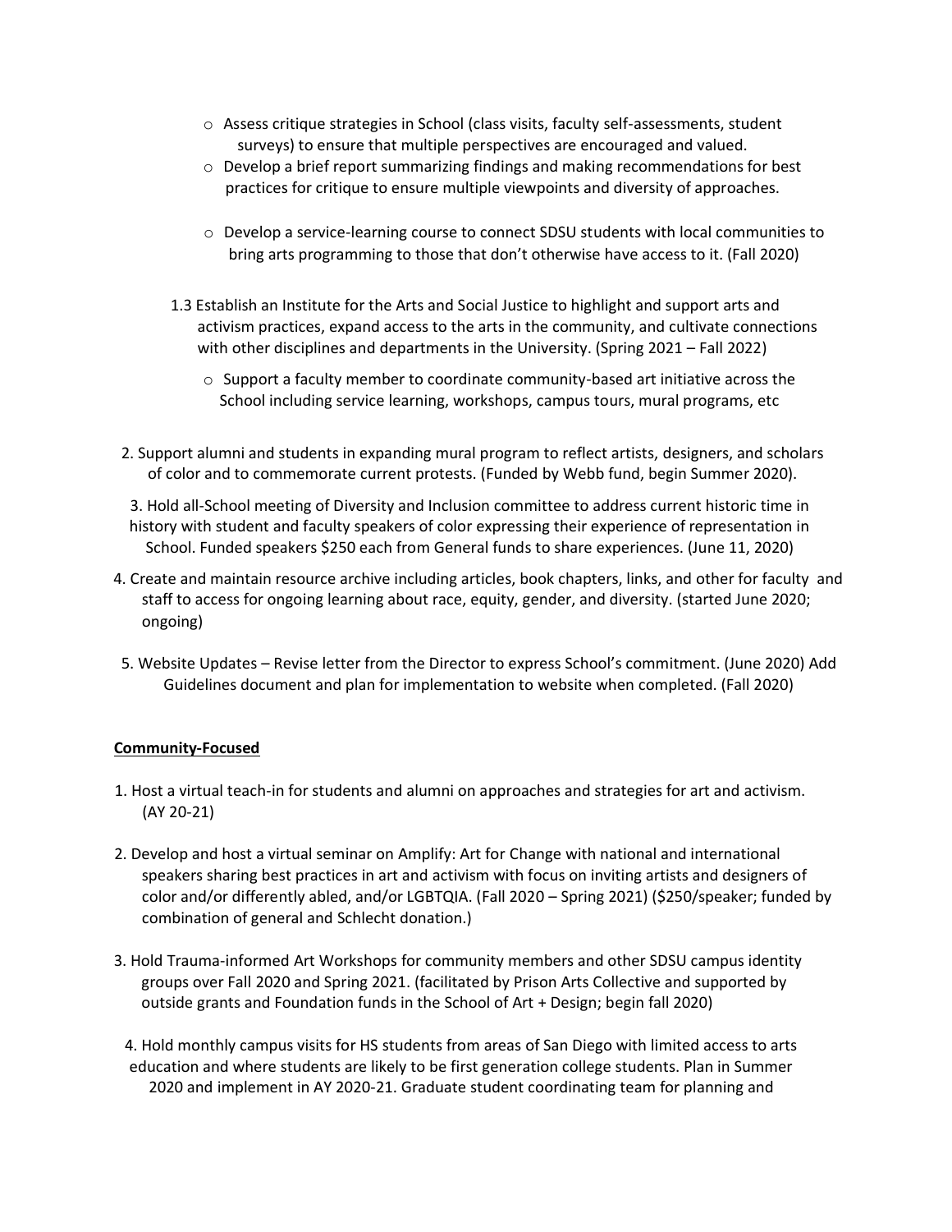- Assess critique strategies in School (class visits, faculty self-assessments, student surveys) to ensure that multiple perspectives are encouraged and valued.
- Develop a brief report summarizing findings and making recommendations for best practices for critique to ensure multiple viewpoints and diversity of approaches.
- Develop a service-learning course to connect SDSU students with local communities to bring arts programming to those that don't otherwise have access to it. (Fall 2020)

1.3 Establish an Institute for the Arts and Social Justice to highlight and support arts and activism practices, expand access to the arts in the community, and cultivate connections with other disciplines and departments in the University. (Spring 2021 – Fall 2022)

- Support a faculty member to coordinate community-based art initiative across the School including service learning, workshops, campus tours, mural programs, etc

2. Support alumni and students in expanding mural program to reflect artists, designers, and scholars of color and to commemorate current protests. (Funded by Webb fund, begin Summer 2020).

3. Hold all-School meeting of Diversity and Inclusion committee to address current historic time in history with student and faculty speakers of color expressing their experience of representation in School. Funded speakers $250 each from General funds to share experiences. (June 11, 2020)

4. Create and maintain resource archive including articles, book chapters, links, and other for faculty and staff to access for ongoing learning about race, equity, gender, and diversity. (started June 2020; ongoing)

5. Website Updates – Revise letter from the Director to express School's commitment. (June 2020) Add Guidelines document and plan for implementation to website when completed. (Fall 2020)

**Community-Focused**

1. Host a virtual teach-in for students and alumni on approaches and strategies for art and activism. (AY 20-21)

2. Develop and host a virtual seminar on Amplify: Art for Change with national and international speakers sharing best practices in art and activism with focus on inviting artists and designers of color and/or differently abled, and/or LGBTQIA. (Fall 2020 – Spring 2021) ($250/speaker; funded by combination of general and Schlecht donation.)

3. Hold Trauma-informed Art Workshops for community members and other SDSU campus identity groups over Fall 2020 and Spring 2021. (facilitated by Prison Arts Collective and supported by outside grants and Foundation funds in the School of Art + Design; begin fall 2020)

4. Hold monthly campus visits for HS students from areas of San Diego with limited access to arts education and where students are likely to be first generation college students. Plan in Summer 2020 and implement in AY 2020-21. Graduate student coordinating team for planning and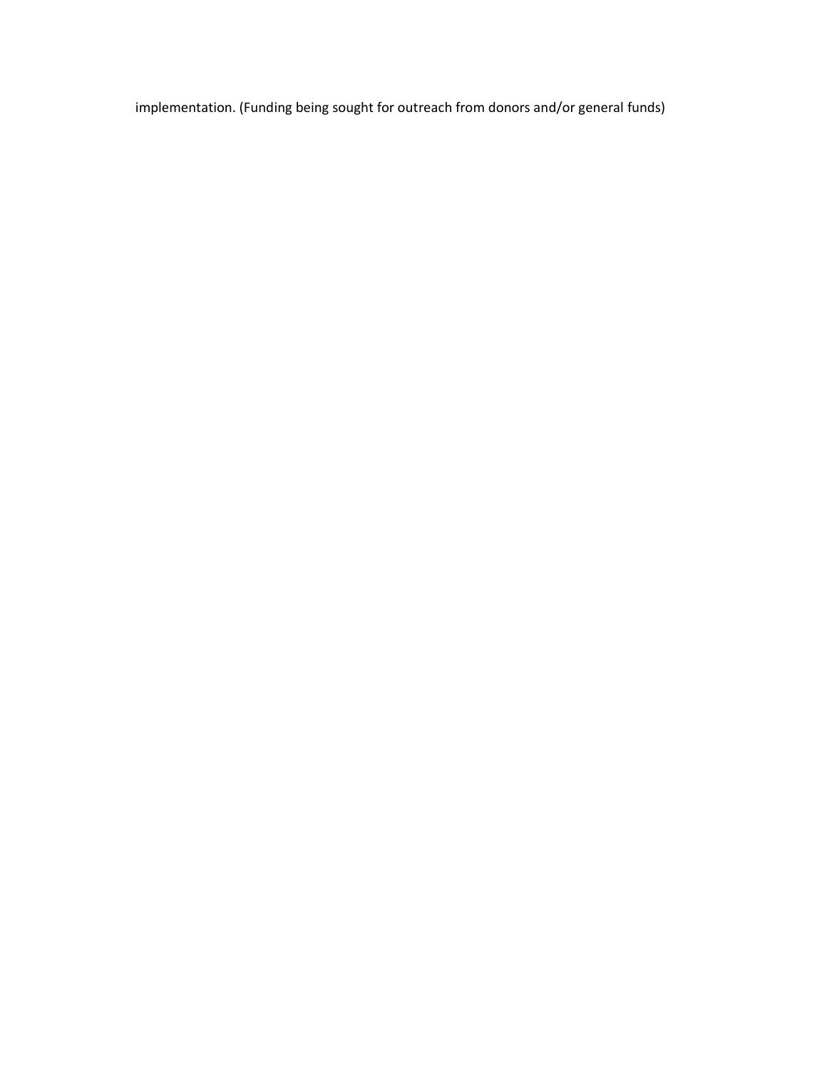implementation. (Funding being sought for outreach from donors and/or general funds)